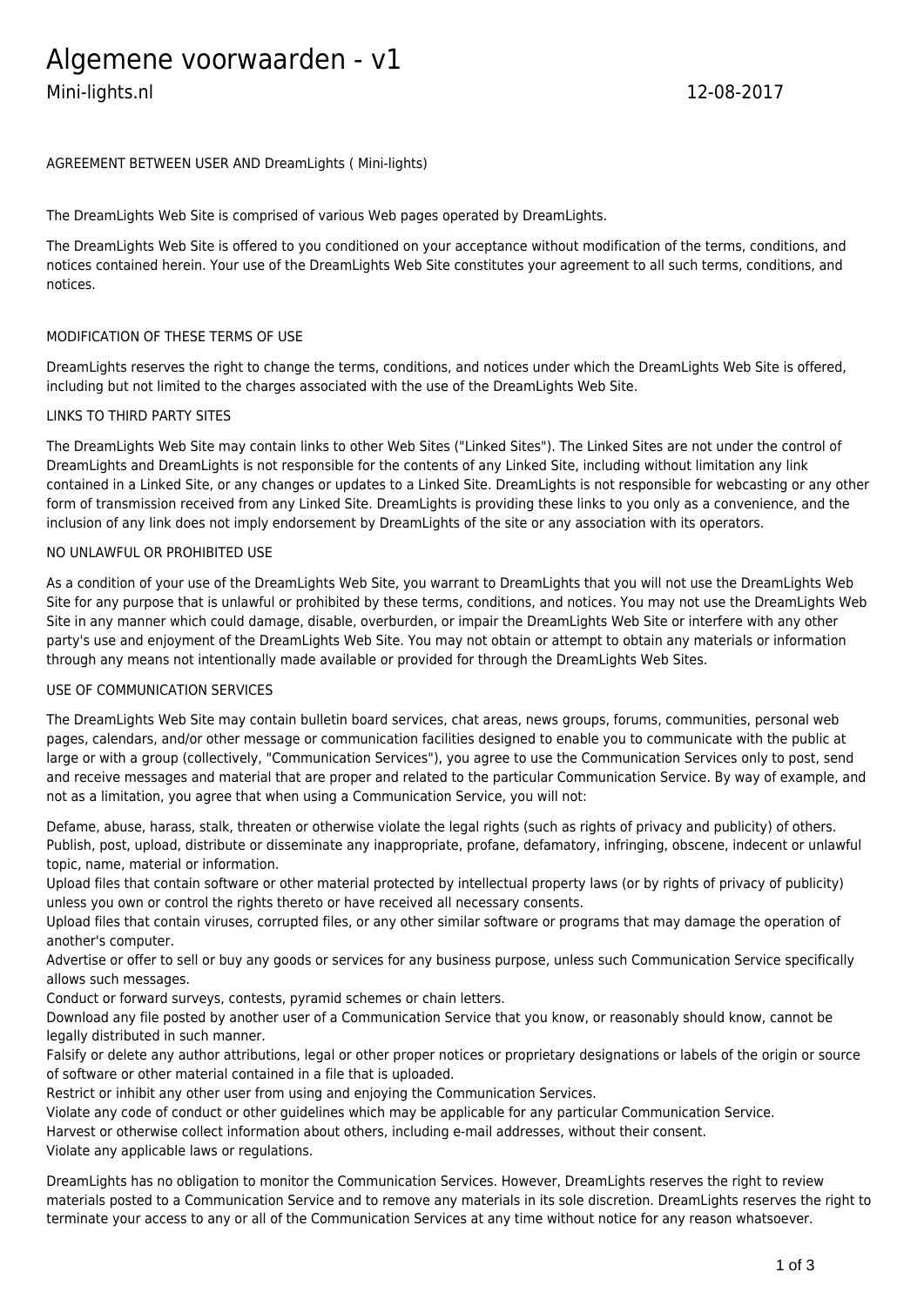# Algemene voorwaarden - v1

Mini-lights.nl 12-08-2017

AGREEMENT BETWEEN USER AND DreamLights ( Mini-lights)

The DreamLights Web Site is comprised of various Web pages operated by DreamLights.

The DreamLights Web Site is offered to you conditioned on your acceptance without modification of the terms, conditions, and notices contained herein. Your use of the DreamLights Web Site constitutes your agreement to all such terms, conditions, and notices.

MODIFICATION OF THESE TERMS OF USE

DreamLights reserves the right to change the terms, conditions, and notices under which the DreamLights Web Site is offered, including but not limited to the charges associated with the use of the DreamLights Web Site.

LINKS TO THIRD PARTY SITES

The DreamLights Web Site may contain links to other Web Sites ("Linked Sites"). The Linked Sites are not under the control of DreamLights and DreamLights is not responsible for the contents of any Linked Site, including without limitation any link contained in a Linked Site, or any changes or updates to a Linked Site. DreamLights is not responsible for webcasting or any other form of transmission received from any Linked Site. DreamLights is providing these links to you only as a convenience, and the inclusion of any link does not imply endorsement by DreamLights of the site or any association with its operators.

NO UNLAWFUL OR PROHIBITED USE

As a condition of your use of the DreamLights Web Site, you warrant to DreamLights that you will not use the DreamLights Web Site for any purpose that is unlawful or prohibited by these terms, conditions, and notices. You may not use the DreamLights Web Site in any manner which could damage, disable, overburden, or impair the DreamLights Web Site or interfere with any other party's use and enjoyment of the DreamLights Web Site. You may not obtain or attempt to obtain any materials or information through any means not intentionally made available or provided for through the DreamLights Web Sites.

USE OF COMMUNICATION SERVICES

The DreamLights Web Site may contain bulletin board services, chat areas, news groups, forums, communities, personal web pages, calendars, and/or other message or communication facilities designed to enable you to communicate with the public at large or with a group (collectively, "Communication Services"), you agree to use the Communication Services only to post, send and receive messages and material that are proper and related to the particular Communication Service. By way of example, and not as a limitation, you agree that when using a Communication Service, you will not:

Defame, abuse, harass, stalk, threaten or otherwise violate the legal rights (such as rights of privacy and publicity) of others.
Publish, post, upload, distribute or disseminate any inappropriate, profane, defamatory, infringing, obscene, indecent or unlawful topic, name, material or information.
Upload files that contain software or other material protected by intellectual property laws (or by rights of privacy of publicity) unless you own or control the rights thereto or have received all necessary consents.
Upload files that contain viruses, corrupted files, or any other similar software or programs that may damage the operation of another's computer.
Advertise or offer to sell or buy any goods or services for any business purpose, unless such Communication Service specifically allows such messages.
Conduct or forward surveys, contests, pyramid schemes or chain letters.
Download any file posted by another user of a Communication Service that you know, or reasonably should know, cannot be legally distributed in such manner.
Falsify or delete any author attributions, legal or other proper notices or proprietary designations or labels of the origin or source of software or other material contained in a file that is uploaded.
Restrict or inhibit any other user from using and enjoying the Communication Services.
Violate any code of conduct or other guidelines which may be applicable for any particular Communication Service.
Harvest or otherwise collect information about others, including e-mail addresses, without their consent.
Violate any applicable laws or regulations.

DreamLights has no obligation to monitor the Communication Services. However, DreamLights reserves the right to review materials posted to a Communication Service and to remove any materials in its sole discretion. DreamLights reserves the right to terminate your access to any or all of the Communication Services at any time without notice for any reason whatsoever.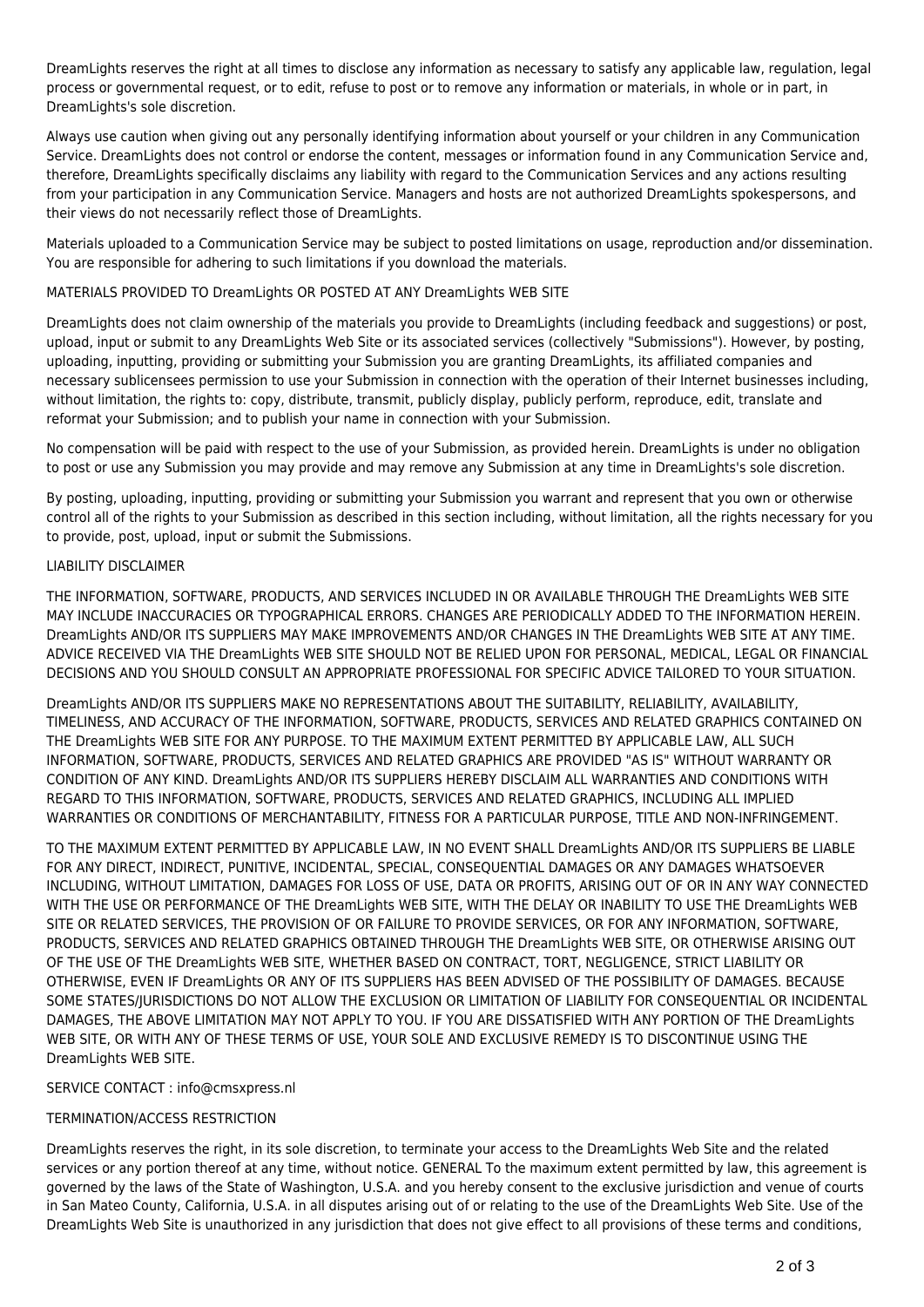DreamLights reserves the right at all times to disclose any information as necessary to satisfy any applicable law, regulation, legal process or governmental request, or to edit, refuse to post or to remove any information or materials, in whole or in part, in DreamLights's sole discretion.

Always use caution when giving out any personally identifying information about yourself or your children in any Communication Service. DreamLights does not control or endorse the content, messages or information found in any Communication Service and, therefore, DreamLights specifically disclaims any liability with regard to the Communication Services and any actions resulting from your participation in any Communication Service. Managers and hosts are not authorized DreamLights spokespersons, and their views do not necessarily reflect those of DreamLights.

Materials uploaded to a Communication Service may be subject to posted limitations on usage, reproduction and/or dissemination. You are responsible for adhering to such limitations if you download the materials.

MATERIALS PROVIDED TO DreamLights OR POSTED AT ANY DreamLights WEB SITE

DreamLights does not claim ownership of the materials you provide to DreamLights (including feedback and suggestions) or post, upload, input or submit to any DreamLights Web Site or its associated services (collectively "Submissions"). However, by posting, uploading, inputting, providing or submitting your Submission you are granting DreamLights, its affiliated companies and necessary sublicensees permission to use your Submission in connection with the operation of their Internet businesses including, without limitation, the rights to: copy, distribute, transmit, publicly display, publicly perform, reproduce, edit, translate and reformat your Submission; and to publish your name in connection with your Submission.

No compensation will be paid with respect to the use of your Submission, as provided herein. DreamLights is under no obligation to post or use any Submission you may provide and may remove any Submission at any time in DreamLights's sole discretion.

By posting, uploading, inputting, providing or submitting your Submission you warrant and represent that you own or otherwise control all of the rights to your Submission as described in this section including, without limitation, all the rights necessary for you to provide, post, upload, input or submit the Submissions.

LIABILITY DISCLAIMER

THE INFORMATION, SOFTWARE, PRODUCTS, AND SERVICES INCLUDED IN OR AVAILABLE THROUGH THE DreamLights WEB SITE MAY INCLUDE INACCURACIES OR TYPOGRAPHICAL ERRORS. CHANGES ARE PERIODICALLY ADDED TO THE INFORMATION HEREIN. DreamLights AND/OR ITS SUPPLIERS MAY MAKE IMPROVEMENTS AND/OR CHANGES IN THE DreamLights WEB SITE AT ANY TIME. ADVICE RECEIVED VIA THE DreamLights WEB SITE SHOULD NOT BE RELIED UPON FOR PERSONAL, MEDICAL, LEGAL OR FINANCIAL DECISIONS AND YOU SHOULD CONSULT AN APPROPRIATE PROFESSIONAL FOR SPECIFIC ADVICE TAILORED TO YOUR SITUATION.

DreamLights AND/OR ITS SUPPLIERS MAKE NO REPRESENTATIONS ABOUT THE SUITABILITY, RELIABILITY, AVAILABILITY, TIMELINESS, AND ACCURACY OF THE INFORMATION, SOFTWARE, PRODUCTS, SERVICES AND RELATED GRAPHICS CONTAINED ON THE DreamLights WEB SITE FOR ANY PURPOSE. TO THE MAXIMUM EXTENT PERMITTED BY APPLICABLE LAW, ALL SUCH INFORMATION, SOFTWARE, PRODUCTS, SERVICES AND RELATED GRAPHICS ARE PROVIDED "AS IS" WITHOUT WARRANTY OR CONDITION OF ANY KIND. DreamLights AND/OR ITS SUPPLIERS HEREBY DISCLAIM ALL WARRANTIES AND CONDITIONS WITH REGARD TO THIS INFORMATION, SOFTWARE, PRODUCTS, SERVICES AND RELATED GRAPHICS, INCLUDING ALL IMPLIED WARRANTIES OR CONDITIONS OF MERCHANTABILITY, FITNESS FOR A PARTICULAR PURPOSE, TITLE AND NON-INFRINGEMENT.

TO THE MAXIMUM EXTENT PERMITTED BY APPLICABLE LAW, IN NO EVENT SHALL DreamLights AND/OR ITS SUPPLIERS BE LIABLE FOR ANY DIRECT, INDIRECT, PUNITIVE, INCIDENTAL, SPECIAL, CONSEQUENTIAL DAMAGES OR ANY DAMAGES WHATSOEVER INCLUDING, WITHOUT LIMITATION, DAMAGES FOR LOSS OF USE, DATA OR PROFITS, ARISING OUT OF OR IN ANY WAY CONNECTED WITH THE USE OR PERFORMANCE OF THE DreamLights WEB SITE, WITH THE DELAY OR INABILITY TO USE THE DreamLights WEB SITE OR RELATED SERVICES, THE PROVISION OF OR FAILURE TO PROVIDE SERVICES, OR FOR ANY INFORMATION, SOFTWARE, PRODUCTS, SERVICES AND RELATED GRAPHICS OBTAINED THROUGH THE DreamLights WEB SITE, OR OTHERWISE ARISING OUT OF THE USE OF THE DreamLights WEB SITE, WHETHER BASED ON CONTRACT, TORT, NEGLIGENCE, STRICT LIABILITY OR OTHERWISE, EVEN IF DreamLights OR ANY OF ITS SUPPLIERS HAS BEEN ADVISED OF THE POSSIBILITY OF DAMAGES. BECAUSE SOME STATES/JURISDICTIONS DO NOT ALLOW THE EXCLUSION OR LIMITATION OF LIABILITY FOR CONSEQUENTIAL OR INCIDENTAL DAMAGES, THE ABOVE LIMITATION MAY NOT APPLY TO YOU. IF YOU ARE DISSATISFIED WITH ANY PORTION OF THE DreamLights WEB SITE, OR WITH ANY OF THESE TERMS OF USE, YOUR SOLE AND EXCLUSIVE REMEDY IS TO DISCONTINUE USING THE DreamLights WEB SITE.

SERVICE CONTACT : info@cmsxpress.nl

TERMINATION/ACCESS RESTRICTION

DreamLights reserves the right, in its sole discretion, to terminate your access to the DreamLights Web Site and the related services or any portion thereof at any time, without notice. GENERAL To the maximum extent permitted by law, this agreement is governed by the laws of the State of Washington, U.S.A. and you hereby consent to the exclusive jurisdiction and venue of courts in San Mateo County, California, U.S.A. in all disputes arising out of or relating to the use of the DreamLights Web Site. Use of the DreamLights Web Site is unauthorized in any jurisdiction that does not give effect to all provisions of these terms and conditions,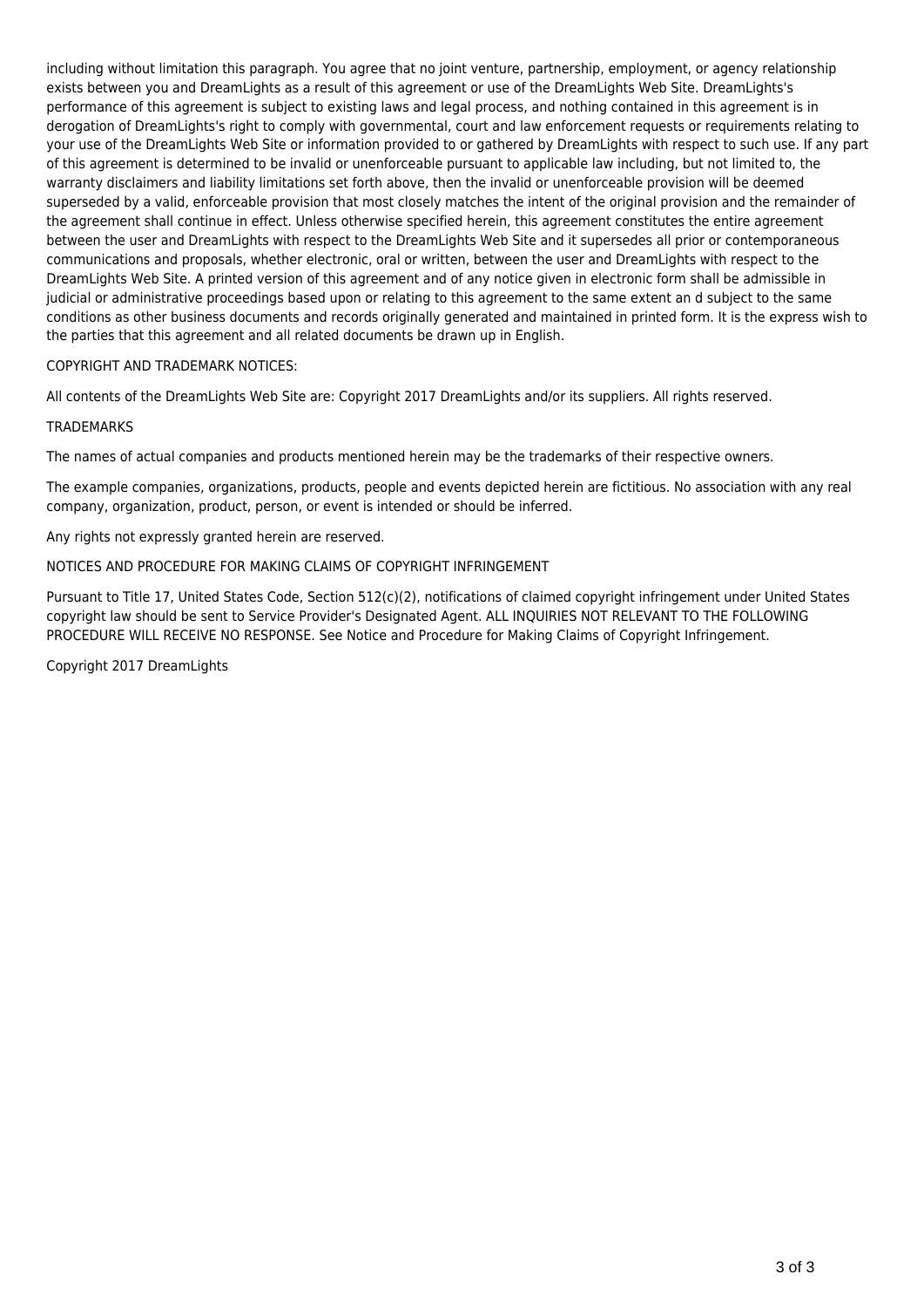including without limitation this paragraph. You agree that no joint venture, partnership, employment, or agency relationship exists between you and DreamLights as a result of this agreement or use of the DreamLights Web Site. DreamLights's performance of this agreement is subject to existing laws and legal process, and nothing contained in this agreement is in derogation of DreamLights's right to comply with governmental, court and law enforcement requests or requirements relating to your use of the DreamLights Web Site or information provided to or gathered by DreamLights with respect to such use. If any part of this agreement is determined to be invalid or unenforceable pursuant to applicable law including, but not limited to, the warranty disclaimers and liability limitations set forth above, then the invalid or unenforceable provision will be deemed superseded by a valid, enforceable provision that most closely matches the intent of the original provision and the remainder of the agreement shall continue in effect. Unless otherwise specified herein, this agreement constitutes the entire agreement between the user and DreamLights with respect to the DreamLights Web Site and it supersedes all prior or contemporaneous communications and proposals, whether electronic, oral or written, between the user and DreamLights with respect to the DreamLights Web Site. A printed version of this agreement and of any notice given in electronic form shall be admissible in judicial or administrative proceedings based upon or relating to this agreement to the same extent an d subject to the same conditions as other business documents and records originally generated and maintained in printed form. It is the express wish to the parties that this agreement and all related documents be drawn up in English.

COPYRIGHT AND TRADEMARK NOTICES:

All contents of the DreamLights Web Site are: Copyright 2017 DreamLights and/or its suppliers. All rights reserved.

TRADEMARKS

The names of actual companies and products mentioned herein may be the trademarks of their respective owners.

The example companies, organizations, products, people and events depicted herein are fictitious. No association with any real company, organization, product, person, or event is intended or should be inferred.

Any rights not expressly granted herein are reserved.

NOTICES AND PROCEDURE FOR MAKING CLAIMS OF COPYRIGHT INFRINGEMENT

Pursuant to Title 17, United States Code, Section 512(c)(2), notifications of claimed copyright infringement under United States copyright law should be sent to Service Provider's Designated Agent. ALL INQUIRIES NOT RELEVANT TO THE FOLLOWING PROCEDURE WILL RECEIVE NO RESPONSE. See Notice and Procedure for Making Claims of Copyright Infringement.

Copyright 2017 DreamLights